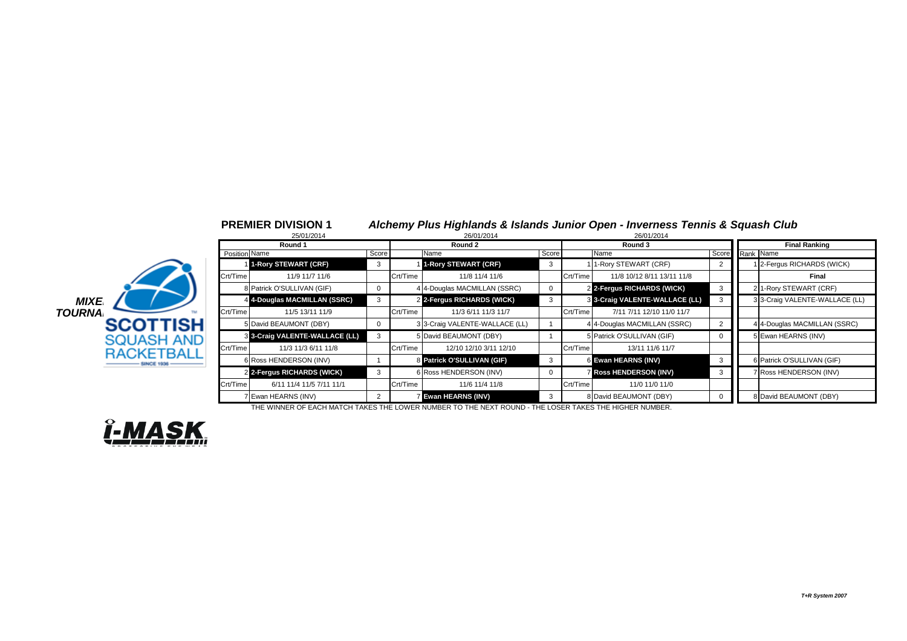# PREMIER DIVISION 1

## *Alchemy Plus Highlands & Islands Junior Open - Inverness Tennis & Squash Club*

*MIXE TOURNA*

SCOTTISH SQUASH AND RACKETBALL SINCE 1936

| Round 1 (25/01/2014) | | | Round 2 (26/01/2014) | | | Round 3 (26/01/2014) | | | Final Ranking | |
|---|---|---|---|---|---|---|---|---|---|---|
| Position | Name | Score | | Name | Score | | Name | Score | Rank | Name |
| 1 | **1-Rory STEWART (CRF)** | 3 | 1 | **1-Rory STEWART (CRF)** | 3 | 1 | 1-Rory STEWART (CRF) | 2 | 1 | 2-Fergus RICHARDS (WICK) |
| Crt/Time | 11/9 11/7 11/6 | | Crt/Time | 11/8 11/4 11/6 | | Crt/Time | 11/8 10/12 8/11 13/11 11/8 | | | **Final** |
| 8 | Patrick O'SULLIVAN (GIF) | 0 | 4 | 4-Douglas MACMILLAN (SSRC) | 0 | 2 | **2-Fergus RICHARDS (WICK)** | 3 | 2 | 1-Rory STEWART (CRF) |
| 4 | **4-Douglas MACMILLAN (SSRC)** | 3 | 2 | **2-Fergus RICHARDS (WICK)** | 3 | 3 | **3-Craig VALENTE-WALLACE (LL)** | 3 | 3 | 3-Craig VALENTE-WALLACE (LL) |
| Crt/Time | 11/5 13/11 11/9 | | Crt/Time | 11/3 6/11 11/3 11/7 | | Crt/Time | 7/11 7/11 12/10 11/0 11/7 | | | |
| 5 | David BEAUMONT (DBY) | 0 | 3 | 3-Craig VALENTE-WALLACE (LL) | 1 | 4 | 4-Douglas MACMILLAN (SSRC) | 2 | 4 | 4-Douglas MACMILLAN (SSRC) |
| 3 | **3-Craig VALENTE-WALLACE (LL)** | 3 | 5 | David BEAUMONT (DBY) | 1 | 5 | Patrick O'SULLIVAN (GIF) | 0 | 5 | Ewan HEARNS (INV) |
| Crt/Time | 11/3 11/3 6/11 11/8 | | Crt/Time | 12/10 12/10 3/11 12/10 | | Crt/Time | 13/11 11/6 11/7 | | | |
| 6 | Ross HENDERSON (INV) | 1 | 8 | **Patrick O'SULLIVAN (GIF)** | 3 | 6 | **Ewan HEARNS (INV)** | 3 | 6 | Patrick O'SULLIVAN (GIF) |
| 2 | **2-Fergus RICHARDS (WICK)** | 3 | 6 | Ross HENDERSON (INV) | 0 | 7 | **Ross HENDERSON (INV)** | 3 | 7 | Ross HENDERSON (INV) |
| Crt/Time | 6/11 11/4 11/5 7/11 11/1 | | Crt/Time | 11/6 11/4 11/8 | | Crt/Time | 11/0 11/0 11/0 | | | |
| 7 | Ewan HEARNS (INV) | 2 | 7 | **Ewan HEARNS (INV)** | 3 | 8 | David BEAUMONT (DBY) | 0 | 8 | David BEAUMONT (DBY) |

THE WINNER OF EACH MATCH TAKES THE LOWER NUMBER TO THE NEXT ROUND - THE LOSER TAKES THE HIGHER NUMBER.

I-MASK

*T+R System 2007*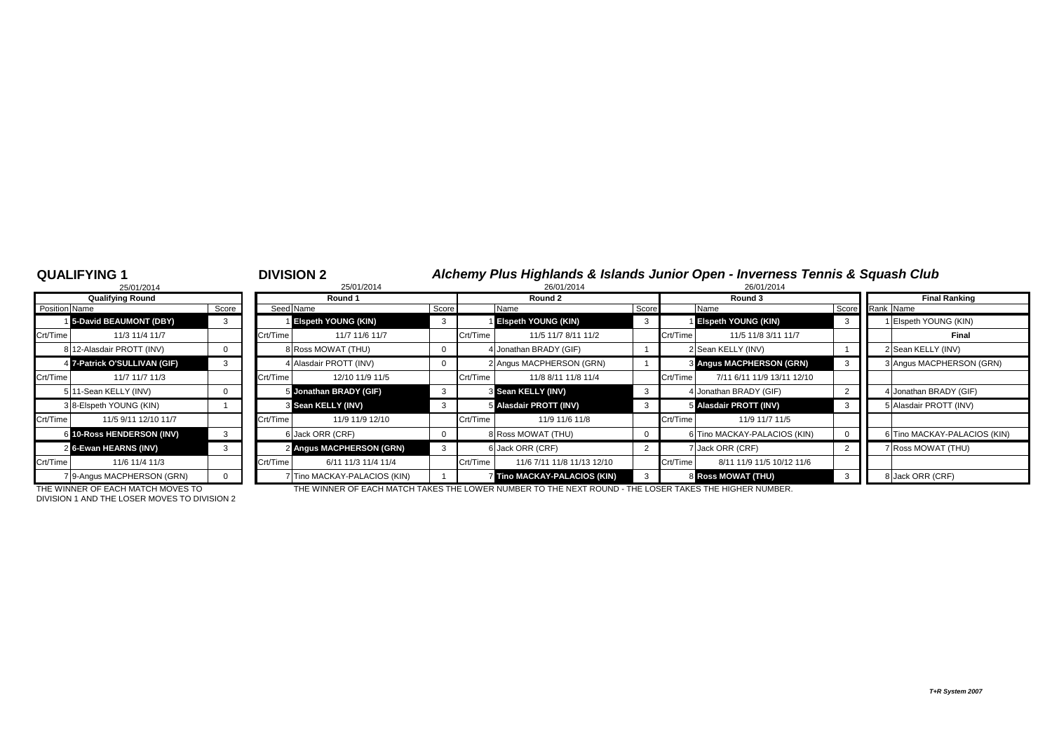## QUALIFYING 1

25/01/2014

| Qualifying Round | | |
|---|---|---|
| Position | Name | Score |
| 1 | **5-David BEAUMONT (DBY)** | 3 |
| Crt/Time | 11/3 11/4 11/7 | |
| 8 | 12-Alasdair PROTT (INV) | 0 |
| 4 | **7-Patrick O'SULLIVAN (GIF)** | 3 |
| Crt/Time | 11/7 11/7 11/3 | |
| 5 | 11-Sean KELLY (INV) | 0 |
| 3 | 8-Elspeth YOUNG (KIN) | 1 |
| Crt/Time | 11/5 9/11 12/10 11/7 | |
| 6 | **10-Ross HENDERSON (INV)** | 3 |
| 2 | **6-Ewan HEARNS (INV)** | 3 |
| Crt/Time | 11/6 11/4 11/3 | |
| 7 | 9-Angus MACPHERSON (GRN) | 0 |

THE WINNER OF EACH MATCH MOVES TO DIVISION 1 AND THE LOSER MOVES TO DIVISION 2

## DIVISION 2

## *Alchemy Plus Highlands & Islands Junior Open - Inverness Tennis & Squash Club*

| Round 1 (25/01/2014) | | | Round 2 (26/01/2014) | | | Round 3 (26/01/2014) | | | Final Ranking | |
|---|---|---|---|---|---|---|---|---|---|---|
| Seed | Name | Score | | Name | Score | | Name | Score | Rank | Name |
| 1 | **Elspeth YOUNG (KIN)** | 3 | 1 | **Elspeth YOUNG (KIN)** | 3 | 1 | **Elspeth YOUNG (KIN)** | 3 | 1 | Elspeth YOUNG (KIN) |
| Crt/Time | 11/7 11/6 11/7 | | Crt/Time | 11/5 11/7 8/11 11/2 | | Crt/Time | 11/5 11/8 3/11 11/7 | | | **Final** |
| 8 | Ross MOWAT (THU) | 0 | 4 | Jonathan BRADY (GIF) | 1 | 2 | Sean KELLY (INV) | 1 | 2 | Sean KELLY (INV) |
| 4 | Alasdair PROTT (INV) | 0 | 2 | Angus MACPHERSON (GRN) | 1 | 3 | **Angus MACPHERSON (GRN)** | 3 | 3 | Angus MACPHERSON (GRN) |
| Crt/Time | 12/10 11/9 11/5 | | Crt/Time | 11/8 8/11 11/8 11/4 | | Crt/Time | 7/11 6/11 11/9 13/11 12/10 | | | |
| 5 | **Jonathan BRADY (GIF)** | 3 | 3 | **Sean KELLY (INV)** | 3 | 4 | Jonathan BRADY (GIF) | 2 | 4 | Jonathan BRADY (GIF) |
| 3 | **Sean KELLY (INV)** | 3 | 5 | **Alasdair PROTT (INV)** | 3 | 5 | **Alasdair PROTT (INV)** | 3 | 5 | Alasdair PROTT (INV) |
| Crt/Time | 11/9 11/9 12/10 | | Crt/Time | 11/9 11/6 11/8 | | Crt/Time | 11/9 11/7 11/5 | | | |
| 6 | Jack ORR (CRF) | 0 | 8 | Ross MOWAT (THU) | 0 | 6 | Tino MACKAY-PALACIOS (KIN) | 0 | 6 | Tino MACKAY-PALACIOS (KIN) |
| 2 | **Angus MACPHERSON (GRN)** | 3 | 6 | Jack ORR (CRF) | 2 | 7 | Jack ORR (CRF) | 2 | 7 | Ross MOWAT (THU) |
| Crt/Time | 6/11 11/3 11/4 11/4 | | Crt/Time | 11/6 7/11 11/8 11/13 12/10 | | Crt/Time | 8/11 11/9 11/5 10/12 11/6 | | | |
| 7 | Tino MACKAY-PALACIOS (KIN) | 1 | 7 | **Tino MACKAY-PALACIOS (KIN)** | 3 | 8 | **Ross MOWAT (THU)** | 3 | 8 | Jack ORR (CRF) |

THE WINNER OF EACH MATCH TAKES THE LOWER NUMBER TO THE NEXT ROUND - THE LOSER TAKES THE HIGHER NUMBER.

*T+R System 2007*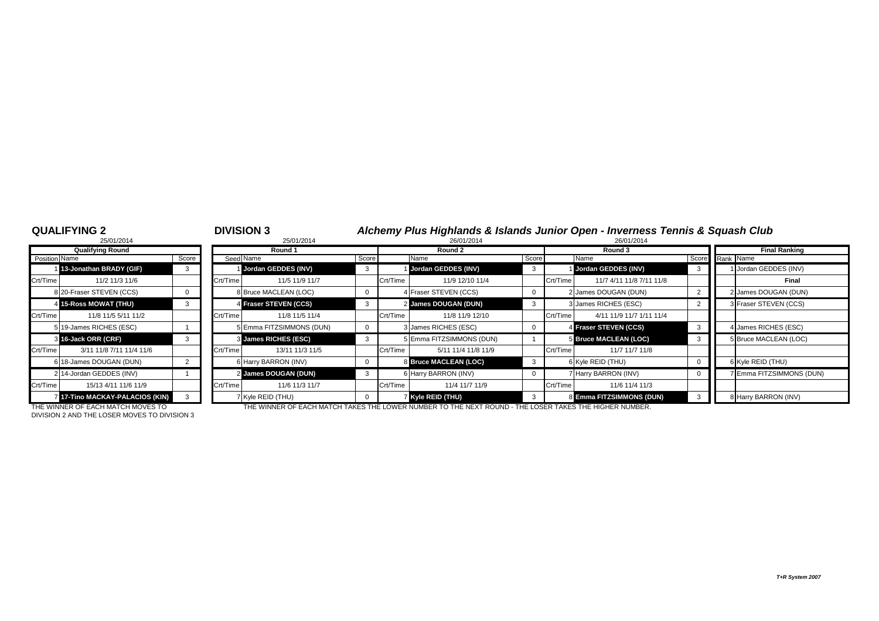## QUALIFYING 2

25/01/2014

| Position | Name | Score |
|---|---|---|
| | **Qualifying Round** | |
| 1 | **13-Jonathan BRADY (GIF)** | 3 |
| Crt/Time | 11/2 11/3 11/6 | |
| 8 | 20-Fraser STEVEN (CCS) | 0 |
| 4 | **15-Ross MOWAT (THU)** | 3 |
| Crt/Time | 11/8 11/5 5/11 11/2 | |
| 5 | 19-James RICHES (ESC) | 1 |
| 3 | **16-Jack ORR (CRF)** | 3 |
| Crt/Time | 3/11 11/8 7/11 11/4 11/6 | |
| 6 | 18-James DOUGAN (DUN) | 2 |
| 2 | 14-Jordan GEDDES (INV) | 1 |
| Crt/Time | 15/13 4/11 11/6 11/9 | |
| 7 | **17-Tino MACKAY-PALACIOS (KIN)** | 3 |

THE WINNER OF EACH MATCH MOVES TO DIVISION 2 AND THE LOSER MOVES TO DIVISION 3

## DIVISION 3

### *Alchemy Plus Highlands & Islands Junior Open - Inverness Tennis & Squash Club*

| Seed | Round 1 (25/01/2014) Name | Score | | Round 2 (26/01/2014) Name | Score | | Round 3 (26/01/2014) Name | Score | Rank | Final Ranking Name |
|---|---|---|---|---|---|---|---|---|---|---|
| 1 | **Jordan GEDDES (INV)** | 3 | 1 | **Jordan GEDDES (INV)** | 3 | 1 | **Jordan GEDDES (INV)** | 3 | 1 | Jordan GEDDES (INV) |
| Crt/Time | 11/5 11/9 11/7 | | Crt/Time | 11/9 12/10 11/4 | | Crt/Time | 11/7 4/11 11/8 7/11 11/8 | | | **Final** |
| 8 | Bruce MACLEAN (LOC) | 0 | 4 | Fraser STEVEN (CCS) | 0 | 2 | James DOUGAN (DUN) | 2 | 2 | James DOUGAN (DUN) |
| 4 | **Fraser STEVEN (CCS)** | 3 | 2 | **James DOUGAN (DUN)** | 3 | 3 | James RICHES (ESC) | 2 | 3 | Fraser STEVEN (CCS) |
| Crt/Time | 11/8 11/5 11/4 | | Crt/Time | 11/8 11/9 12/10 | | Crt/Time | 4/11 11/9 11/7 1/11 11/4 | | | |
| 5 | Emma FITZSIMMONS (DUN) | 0 | 3 | James RICHES (ESC) | 0 | 4 | **Fraser STEVEN (CCS)** | 3 | 4 | James RICHES (ESC) |
| 3 | **James RICHES (ESC)** | 3 | 5 | Emma FITZSIMMONS (DUN) | 1 | 5 | **Bruce MACLEAN (LOC)** | 3 | 5 | Bruce MACLEAN (LOC) |
| Crt/Time | 13/11 11/3 11/5 | | Crt/Time | 5/11 11/4 11/8 11/9 | | Crt/Time | 11/7 11/7 11/8 | | | |
| 6 | Harry BARRON (INV) | 0 | 8 | **Bruce MACLEAN (LOC)** | 3 | 6 | Kyle REID (THU) | 0 | 6 | Kyle REID (THU) |
| 2 | **James DOUGAN (DUN)** | 3 | 6 | Harry BARRON (INV) | 0 | 7 | Harry BARRON (INV) | 0 | 7 | Emma FITZSIMMONS (DUN) |
| Crt/Time | 11/6 11/3 11/7 | | Crt/Time | 11/4 11/7 11/9 | | Crt/Time | 11/6 11/4 11/3 | | | |
| 7 | Kyle REID (THU) | 0 | 7 | **Kyle REID (THU)** | 3 | 8 | **Emma FITZSIMMONS (DUN)** | 3 | 8 | Harry BARRON (INV) |

THE WINNER OF EACH MATCH TAKES THE LOWER NUMBER TO THE NEXT ROUND - THE LOSER TAKES THE HIGHER NUMBER.

*T+R System 2007*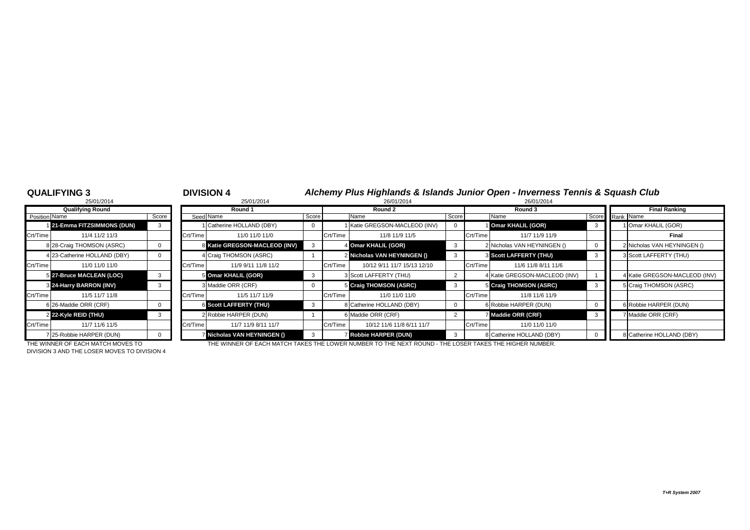## QUALIFYING 3

25/01/2014

| Position | Name | Score |
|---|---|---|
| | **Qualifying Round** | |
| 1 | **21-Emma FITZSIMMONS (DUN)** | 3 |
| Crt/Time | 11/4 11/2 11/3 | |
| 8 | 28-Craig THOMSON (ASRC) | 0 |
| 4 | 23-Catherine HOLLAND (DBY) | 0 |
| Crt/Time | 11/0 11/0 11/0 | |
| 5 | **27-Bruce MACLEAN (LOC)** | 3 |
| 3 | **24-Harry BARRON (INV)** | 3 |
| Crt/Time | 11/5 11/7 11/8 | |
| 6 | 26-Maddie ORR (CRF) | 0 |
| 2 | **22-Kyle REID (THU)** | 3 |
| Crt/Time | 11/7 11/6 11/5 | |
| 7 | 25-Robbie HARPER (DUN) | 0 |

THE WINNER OF EACH MATCH MOVES TO DIVISION 3 AND THE LOSER MOVES TO DIVISION 4

## DIVISION 4

### *Alchemy Plus Highlands & Islands Junior Open - Inverness Tennis & Squash Club*

| Seed | Round 1 (25/01/2014) Name | Score | | Round 2 (26/01/2014) Name | Score | | Round 3 (26/01/2014) Name | Score | Rank | Final Ranking Name |
|---|---|---|---|---|---|---|---|---|---|---|
| 1 | Catherine HOLLAND (DBY) | 0 | 1 | Katie GREGSON-MACLEOD (INV) | 0 | 1 | **Omar KHALIL (GOR)** | 3 | 1 | Omar KHALIL (GOR) |
| Crt/Time | 11/0 11/0 11/0 | | Crt/Time | 11/8 11/9 11/5 | | Crt/Time | 11/7 11/9 11/9 | | | **Final** |
| 8 | **Katie GREGSON-MACLEOD (INV)** | 3 | 4 | **Omar KHALIL (GOR)** | 3 | 2 | Nicholas VAN HEYNINGEN () | 0 | 2 | Nicholas VAN HEYNINGEN () |
| 4 | Craig THOMSON (ASRC) | 1 | 2 | **Nicholas VAN HEYNINGEN ()** | 3 | 3 | **Scott LAFFERTY (THU)** | 3 | 3 | Scott LAFFERTY (THU) |
| Crt/Time | 11/9 9/11 11/8 11/2 | | Crt/Time | 10/12 9/11 11/7 15/13 12/10 | | Crt/Time | 11/6 11/8 8/11 11/6 | | | |
| 5 | **Omar KHALIL (GOR)** | 3 | 3 | Scott LAFFERTY (THU) | 2 | 4 | Katie GREGSON-MACLEOD (INV) | 1 | 4 | Katie GREGSON-MACLEOD (INV) |
| 3 | Maddie ORR (CRF) | 0 | 5 | **Craig THOMSON (ASRC)** | 3 | 5 | **Craig THOMSON (ASRC)** | 3 | 5 | Craig THOMSON (ASRC) |
| Crt/Time | 11/5 11/7 11/9 | | Crt/Time | 11/0 11/0 11/0 | | Crt/Time | 11/8 11/6 11/9 | | | |
| 6 | **Scott LAFFERTY (THU)** | 3 | 8 | Catherine HOLLAND (DBY) | 0 | 6 | Robbie HARPER (DUN) | 0 | 6 | Robbie HARPER (DUN) |
| 2 | Robbie HARPER (DUN) | 1 | 6 | Maddie ORR (CRF) | 2 | 7 | **Maddie ORR (CRF)** | 3 | 7 | Maddie ORR (CRF) |
| Crt/Time | 11/7 11/9 8/11 11/7 | | Crt/Time | 10/12 11/6 11/8 6/11 11/7 | | Crt/Time | 11/0 11/0 11/0 | | | |
| 7 | **Nicholas VAN HEYNINGEN ()** | 3 | 7 | **Robbie HARPER (DUN)** | 3 | 8 | Catherine HOLLAND (DBY) | 0 | 8 | Catherine HOLLAND (DBY) |

THE WINNER OF EACH MATCH TAKES THE LOWER NUMBER TO THE NEXT ROUND - THE LOSER TAKES THE HIGHER NUMBER.

*T+R System 2007*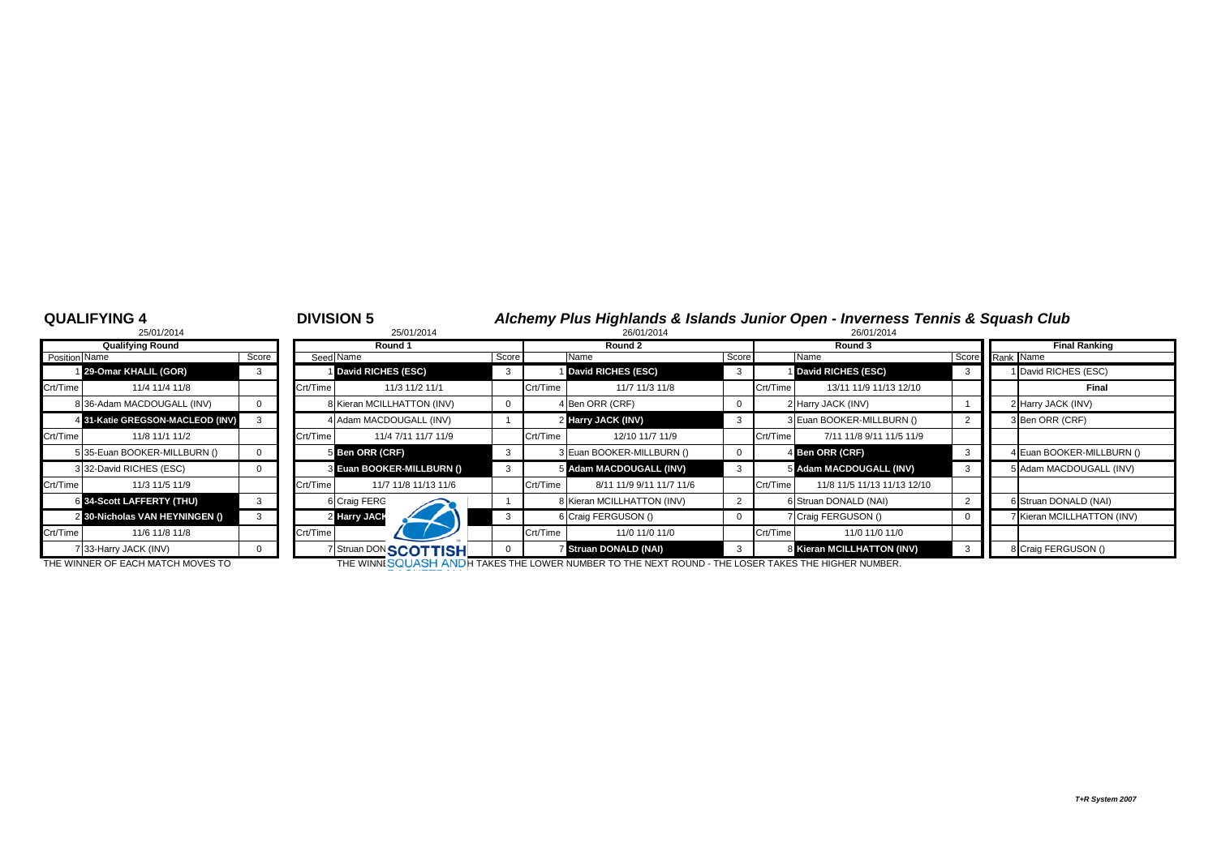# QUALIFYING 4

# DIVISION 5

## *Alchemy Plus Highlands & Islands Junior Open - Inverness Tennis & Squash Club*

| Qualifying Round (25/01/2014) | | | | Round 1 (25/01/2014) | | | | Round 2 (26/01/2014) | | | | Round 3 (26/01/2014) | | | | Final Ranking | |
|---|---|---|---|---|---|---|---|---|---|---|---|---|---|---|---|---|---|
| Position | Name | Score | | Seed | Name | Score | | | Name | Score | | | Name | Score | | Rank | Name |
| 1 | **29-Omar KHALIL (GOR)** | 3 | | 1 | **David RICHES (ESC)** | 3 | | 1 | **David RICHES (ESC)** | 3 | | 1 | **David RICHES (ESC)** | 3 | | 1 | David RICHES (ESC) |
| Crt/Time | 11/4 11/4 11/8 | | | Crt/Time | 11/3 11/2 11/1 | | | Crt/Time | 11/7 11/3 11/8 | | | Crt/Time | 13/11 11/9 11/13 12/10 | | | | **Final** |
| 8 | 36-Adam MACDOUGALL (INV) | 0 | | 8 | Kieran MCILLHATTON (INV) | 0 | | 4 | Ben ORR (CRF) | 0 | | 2 | Harry JACK (INV) | 1 | | 2 | Harry JACK (INV) |
| 4 | **31-Katie GREGSON-MACLEOD (INV)** | 3 | | 4 | Adam MACDOUGALL (INV) | 1 | | 2 | **Harry JACK (INV)** | 3 | | 3 | Euan BOOKER-MILLBURN () | 2 | | 3 | Ben ORR (CRF) |
| Crt/Time | 11/8 11/1 11/2 | | | Crt/Time | 11/4 7/11 11/7 11/9 | | | Crt/Time | 12/10 11/7 11/9 | | | Crt/Time | 7/11 11/8 9/11 11/5 11/9 | | | | |
| 5 | 35-Euan BOOKER-MILLBURN () | 0 | | 5 | **Ben ORR (CRF)** | 3 | | 3 | Euan BOOKER-MILLBURN () | 0 | | 4 | **Ben ORR (CRF)** | 3 | | 4 | Euan BOOKER-MILLBURN () |
| 3 | 32-David RICHES (ESC) | 0 | | 3 | **Euan BOOKER-MILLBURN ()** | 3 | | 5 | **Adam MACDOUGALL (INV)** | 3 | | 5 | **Adam MACDOUGALL (INV)** | 3 | | 5 | Adam MACDOUGALL (INV) |
| Crt/Time | 11/3 11/5 11/9 | | | Crt/Time | 11/7 11/8 11/13 11/6 | | | Crt/Time | 8/11 11/9 9/11 11/7 11/6 | | | Crt/Time | 11/8 11/5 11/13 11/13 12/10 | | | | |
| 6 | **34-Scott LAFFERTY (THU)** | 3 | | 6 | Craig FERG | 1 | | 8 | Kieran MCILLHATTON (INV) | 2 | | 6 | Struan DONALD (NAI) | 2 | | 6 | Struan DONALD (NAI) |
| 2 | **30-Nicholas VAN HEYNINGEN ()** | 3 | | 2 | **Harry JACK** | 3 | | 6 | Craig FERGUSON () | 0 | | 7 | Craig FERGUSON () | 0 | | 7 | Kieran MCILLHATTON (INV) |
| Crt/Time | 11/6 11/8 11/8 | | | Crt/Time | | | | Crt/Time | 11/0 11/0 11/0 | | | Crt/Time | 11/0 11/0 11/0 | | | | |
| 7 | 33-Harry JACK (INV) | 0 | | 7 | Struan DON | 0 | | 7 | **Struan DONALD (NAI)** | 3 | | 8 | **Kieran MCILLHATTON (INV)** | 3 | | 8 | Craig FERGUSON () |

THE WINNER OF EACH MATCH MOVES TO

THE WINNER ... TAKES THE LOWER NUMBER TO THE NEXT ROUND - THE LOSER TAKES THE HIGHER NUMBER.

SCOTTISH SQUASH AND

*T+R System 2007*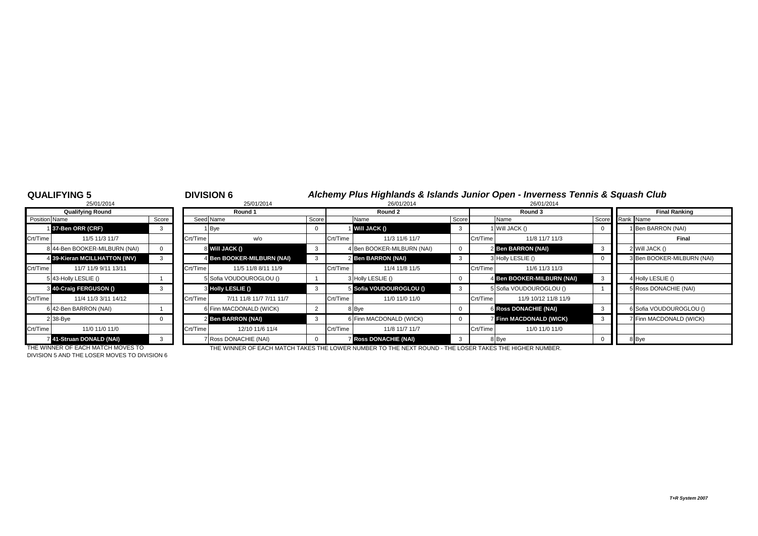## QUALIFYING 5

25/01/2014

| Position | Qualifying Round | Score |
|---|---|---|
| 1 | **37-Ben ORR (CRF)** | 3 |
| Crt/Time | 11/5 11/3 11/7 | |
| 8 | 44-Ben BOOKER-MILBURN (NAI) | 0 |
| 4 | **39-Kieran MCILLHATTON (INV)** | 3 |
| Crt/Time | 11/7 11/9 9/11 13/11 | |
| 5 | 43-Holly LESLIE () | 1 |
| 3 | **40-Craig FERGUSON ()** | 3 |
| Crt/Time | 11/4 11/3 3/11 14/12 | |
| 6 | 42-Ben BARRON (NAI) | 1 |
| 2 | 38-Bye | 0 |
| Crt/Time | 11/0 11/0 11/0 | |
| 7 | **41-Struan DONALD (NAI)** | 3 |

THE WINNER OF EACH MATCH MOVES TO DIVISION 5 AND THE LOSER MOVES TO DIVISION 6

## DIVISION 6

## *Alchemy Plus Highlands & Islands Junior Open - Inverness Tennis & Squash Club*

| Seed | Round 1 (25/01/2014) | Score | | Round 2 (26/01/2014) | Score | | Round 3 (26/01/2014) | Score | Rank | Final Ranking |
|---|---|---|---|---|---|---|---|---|---|---|
| 1 | Bye | 0 | 1 | **Will JACK ()** | 3 | 1 | Will JACK () | 0 | 1 | Ben BARRON (NAI) |
| Crt/Time | w/o | | Crt/Time | 11/3 11/6 11/7 | | Crt/Time | 11/8 11/7 11/3 | | | **Final** |
| 8 | **Will JACK ()** | 3 | 4 | Ben BOOKER-MILBURN (NAI) | 0 | 2 | **Ben BARRON (NAI)** | 3 | 2 | Will JACK () |
| 4 | **Ben BOOKER-MILBURN (NAI)** | 3 | 2 | **Ben BARRON (NAI)** | 3 | 3 | Holly LESLIE () | 0 | 3 | Ben BOOKER-MILBURN (NAI) |
| Crt/Time | 11/5 11/8 8/11 11/9 | | Crt/Time | 11/4 11/8 11/5 | | Crt/Time | 11/6 11/3 11/3 | | | |
| 5 | Sofia VOUDOUROGLOU () | 1 | 3 | Holly LESLIE () | 0 | 4 | **Ben BOOKER-MILBURN (NAI)** | 3 | 4 | Holly LESLIE () |
| 3 | **Holly LESLIE ()** | 3 | 5 | **Sofia VOUDOUROGLOU ()** | 3 | 5 | Sofia VOUDOUROGLOU () | 1 | 5 | Ross DONACHIE (NAI) |
| Crt/Time | 7/11 11/8 11/7 7/11 11/7 | | Crt/Time | 11/0 11/0 11/0 | | Crt/Time | 11/9 10/12 11/8 11/9 | | | |
| 6 | Finn MACDONALD (WICK) | 2 | 8 | Bye | 0 | 6 | **Ross DONACHIE (NAI)** | 3 | 6 | Sofia VOUDOUROGLOU () |
| 2 | **Ben BARRON (NAI)** | 3 | 6 | Finn MACDONALD (WICK) | 0 | 7 | **Finn MACDONALD (WICK)** | 3 | 7 | Finn MACDONALD (WICK) |
| Crt/Time | 12/10 11/6 11/4 | | Crt/Time | 11/8 11/7 11/7 | | Crt/Time | 11/0 11/0 11/0 | | | |
| 7 | Ross DONACHIE (NAI) | 0 | 7 | **Ross DONACHIE (NAI)** | 3 | 8 | Bye | 0 | 8 | Bye |

THE WINNER OF EACH MATCH TAKES THE LOWER NUMBER TO THE NEXT ROUND - THE LOSER TAKES THE HIGHER NUMBER.

*T+R System 2007*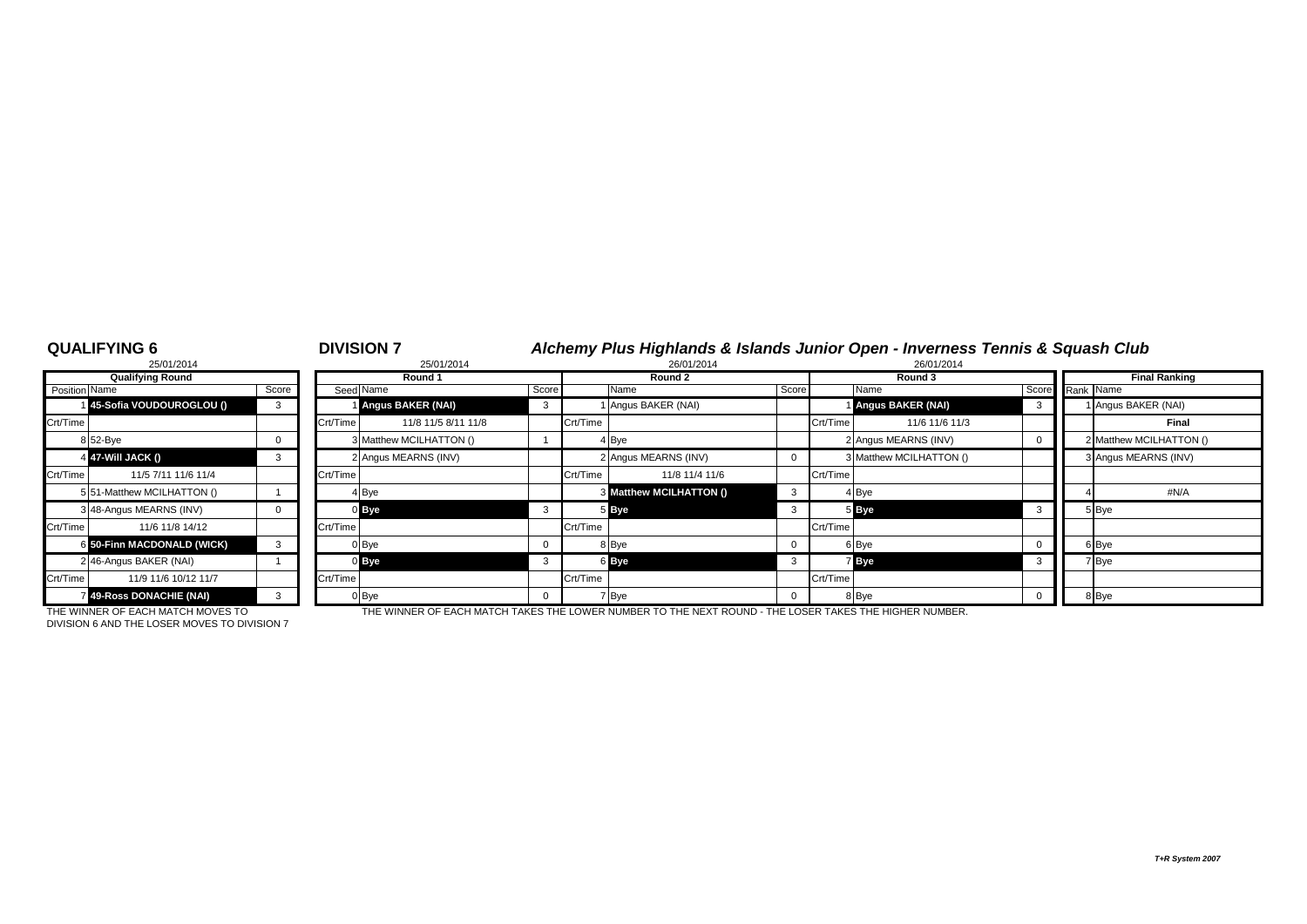## QUALIFYING 6

25/01/2014

| Position | Name | Score |
|---|---|---|
| | **Qualifying Round** | |
| 1 | **45-Sofia VOUDOUROGLOU ()** | 3 |
| Crt/Time | | |
| 8 | 52-Bye | 0 |
| 4 | **47-Will JACK ()** | 3 |
| Crt/Time | 11/5 7/11 11/6 11/4 | |
| 5 | 51-Matthew MCILHATTON () | 1 |
| 3 | 48-Angus MEARNS (INV) | 0 |
| Crt/Time | 11/6 11/8 14/12 | |
| 6 | **50-Finn MACDONALD (WICK)** | 3 |
| 2 | 46-Angus BAKER (NAI) | 1 |
| Crt/Time | 11/9 11/6 10/12 11/7 | |
| 7 | **49-Ross DONACHIE (NAI)** | 3 |

THE WINNER OF EACH MATCH MOVES TO DIVISION 6 AND THE LOSER MOVES TO DIVISION 7

## DIVISION 7

### *Alchemy Plus Highlands & Islands Junior Open - Inverness Tennis & Squash Club*

| Seed | Round 1 (25/01/2014) Name | Score | | Round 2 (26/01/2014) Name | Score | | Round 3 (26/01/2014) Name | Score | Rank | Final Ranking Name |
|---|---|---|---|---|---|---|---|---|---|---|
| 1 | **Angus BAKER (NAI)** | 3 | 1 | Angus BAKER (NAI) | | 1 | **Angus BAKER (NAI)** | 3 | 1 | Angus BAKER (NAI) |
| Crt/Time | 11/8 11/5 8/11 11/8 | | Crt/Time | | | Crt/Time | 11/6 11/6 11/3 | | | **Final** |
| 3 | Matthew MCILHATTON () | 1 | 4 | Bye | | 2 | Angus MEARNS (INV) | 0 | 2 | Matthew MCILHATTON () |
| 2 | Angus MEARNS (INV) | | 2 | Angus MEARNS (INV) | 0 | 3 | Matthew MCILHATTON () | | 3 | Angus MEARNS (INV) |
| Crt/Time | | | Crt/Time | 11/8 11/4 11/6 | | Crt/Time | | | | |
| 4 | Bye | | 3 | **Matthew MCILHATTON ()** | 3 | 4 | Bye | | 4 | #N/A |
| 0 | **Bye** | 3 | 5 | **Bye** | 3 | 5 | **Bye** | 3 | 5 | Bye |
| Crt/Time | | | Crt/Time | | | Crt/Time | | | | |
| 0 | Bye | 0 | 8 | Bye | 0 | 6 | Bye | 0 | 6 | Bye |
| 0 | **Bye** | 3 | 6 | **Bye** | 3 | 7 | **Bye** | 3 | 7 | Bye |
| Crt/Time | | | Crt/Time | | | Crt/Time | | | | |
| 0 | Bye | 0 | 7 | Bye | 0 | 8 | Bye | 0 | 8 | Bye |

THE WINNER OF EACH MATCH TAKES THE LOWER NUMBER TO THE NEXT ROUND - THE LOSER TAKES THE HIGHER NUMBER.

*T+R System 2007*